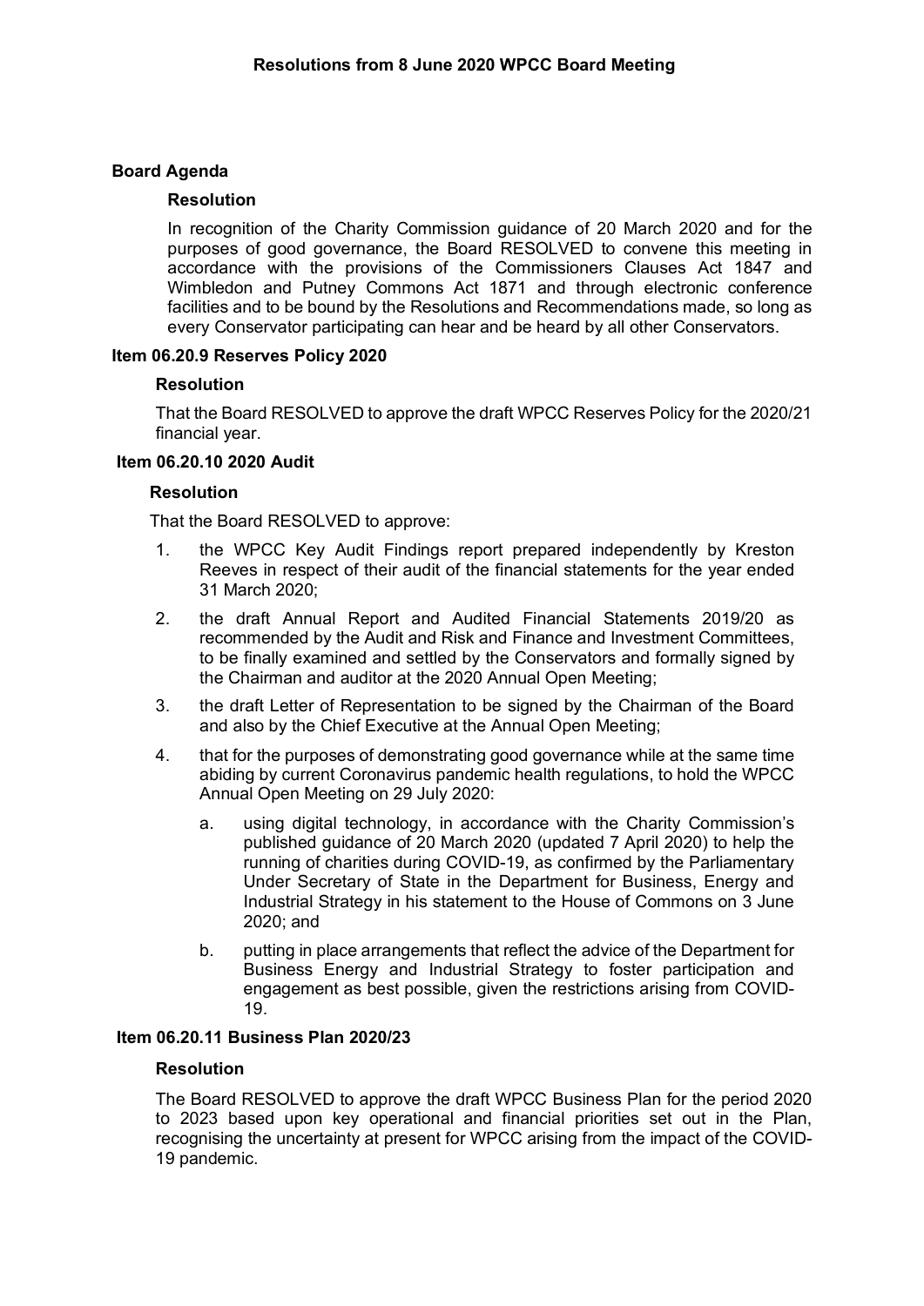# Resolutions from 8 June 2020 WPCC Board Meeting

## Board Agenda

### Resolution

In recognition of the Charity Commission guidance of 20 March 2020 and for the purposes of good governance, the Board RESOLVED to convene this meeting in accordance with the provisions of the Commissioners Clauses Act 1847 and Wimbledon and Putney Commons Act 1871 and through electronic conference facilities and to be bound by the Resolutions and Recommendations made, so long as every Conservator participating can hear and be heard by all other Conservators.

## Item 06.20.9 Reserves Policy 2020

### Resolution

That the Board RESOLVED to approve the draft WPCC Reserves Policy for the 2020/21 financial year.

## Item 06.20.10 2020 Audit

### Resolution

That the Board RESOLVED to approve:

1. the WPCC Key Audit Findings report prepared independently by Kreston Reeves in respect of their audit of the financial statements for the year ended 31 March 2020;
2. the draft Annual Report and Audited Financial Statements 2019/20 as recommended by the Audit and Risk and Finance and Investment Committees, to be finally examined and settled by the Conservators and formally signed by the Chairman and auditor at the 2020 Annual Open Meeting;
3. the draft Letter of Representation to be signed by the Chairman of the Board and also by the Chief Executive at the Annual Open Meeting;
4. that for the purposes of demonstrating good governance while at the same time abiding by current Coronavirus pandemic health regulations, to hold the WPCC Annual Open Meeting on 29 July 2020:
   a. using digital technology, in accordance with the Charity Commission's published guidance of 20 March 2020 (updated 7 April 2020) to help the running of charities during COVID-19, as confirmed by the Parliamentary Under Secretary of State in the Department for Business, Energy and Industrial Strategy in his statement to the House of Commons on 3 June 2020; and
   b. putting in place arrangements that reflect the advice of the Department for Business Energy and Industrial Strategy to foster participation and engagement as best possible, given the restrictions arising from COVID-19.

## Item 06.20.11 Business Plan 2020/23

### Resolution

The Board RESOLVED to approve the draft WPCC Business Plan for the period 2020 to 2023 based upon key operational and financial priorities set out in the Plan, recognising the uncertainty at present for WPCC arising from the impact of the COVID-19 pandemic.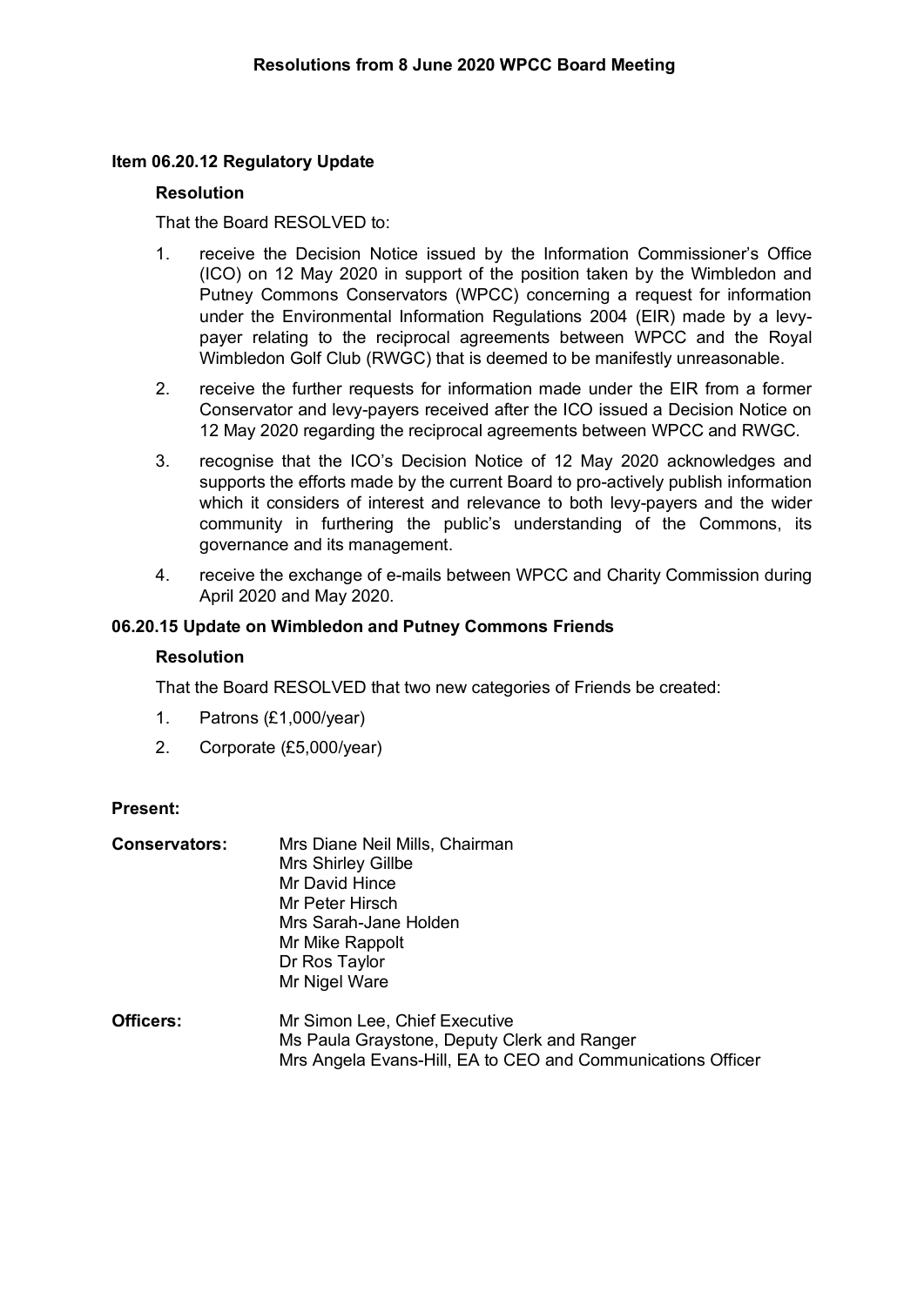**Resolutions from 8 June 2020 WPCC Board Meeting**

**Item 06.20.12 Regulatory Update**

**Resolution**

That the Board RESOLVED to:

1. receive the Decision Notice issued by the Information Commissioner's Office (ICO) on 12 May 2020 in support of the position taken by the Wimbledon and Putney Commons Conservators (WPCC) concerning a request for information under the Environmental Information Regulations 2004 (EIR) made by a levy-payer relating to the reciprocal agreements between WPCC and the Royal Wimbledon Golf Club (RWGC) that is deemed to be manifestly unreasonable.
2. receive the further requests for information made under the EIR from a former Conservator and levy-payers received after the ICO issued a Decision Notice on 12 May 2020 regarding the reciprocal agreements between WPCC and RWGC.
3. recognise that the ICO's Decision Notice of 12 May 2020 acknowledges and supports the efforts made by the current Board to pro-actively publish information which it considers of interest and relevance to both levy-payers and the wider community in furthering the public's understanding of the Commons, its governance and its management.
4. receive the exchange of e-mails between WPCC and Charity Commission during April 2020 and May 2020.

**06.20.15 Update on Wimbledon and Putney Commons Friends**

**Resolution**

That the Board RESOLVED that two new categories of Friends be created:

1. Patrons (£1,000/year)
2. Corporate (£5,000/year)

**Present:**

**Conservators:**
Mrs Diane Neil Mills, Chairman
Mrs Shirley Gillbe
Mr David Hince
Mr Peter Hirsch
Mrs Sarah-Jane Holden
Mr Mike Rappolt
Dr Ros Taylor
Mr Nigel Ware

**Officers:**
Mr Simon Lee, Chief Executive
Ms Paula Graystone, Deputy Clerk and Ranger
Mrs Angela Evans-Hill, EA to CEO and Communications Officer